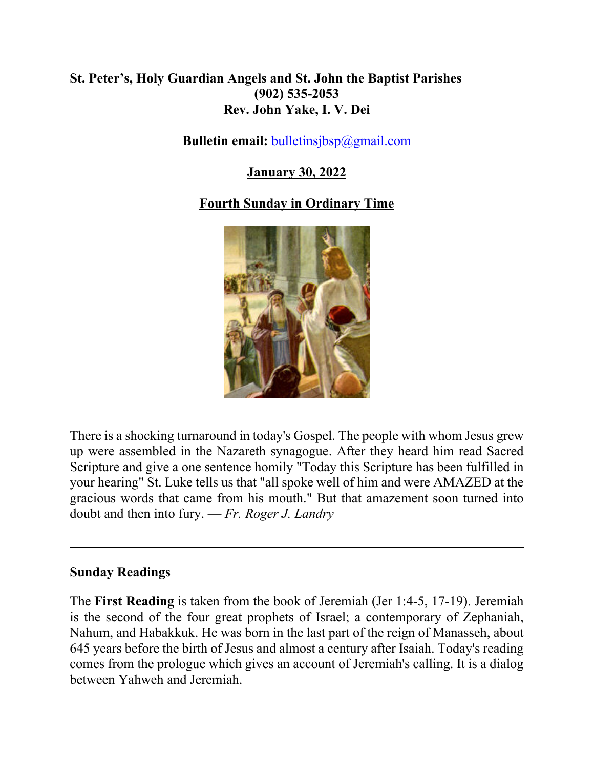**St. Peter's, Holy Guardian Angels and St. John the Baptist Parishes**
**(902) 535-2053**
**Rev. John Yake, I. V. Dei**

**Bulletin email:** bulletinsjbsp@gmail.com

**January 30, 2022**

**Fourth Sunday in Ordinary Time**

There is a shocking turnaround in today's Gospel. The people with whom Jesus grew up were assembled in the Nazareth synagogue. After they heard him read Sacred Scripture and give a one sentence homily "Today this Scripture has been fulfilled in your hearing" St. Luke tells us that "all spoke well of him and were AMAZED at the gracious words that came from his mouth." But that amazement soon turned into doubt and then into fury. — *Fr. Roger J. Landry*

---

**Sunday Readings**

The **First Reading** is taken from the book of Jeremiah (Jer 1:4-5, 17-19). Jeremiah is the second of the four great prophets of Israel; a contemporary of Zephaniah, Nahum, and Habakkuk. He was born in the last part of the reign of Manasseh, about 645 years before the birth of Jesus and almost a century after Isaiah. Today's reading comes from the prologue which gives an account of Jeremiah's calling. It is a dialog between Yahweh and Jeremiah.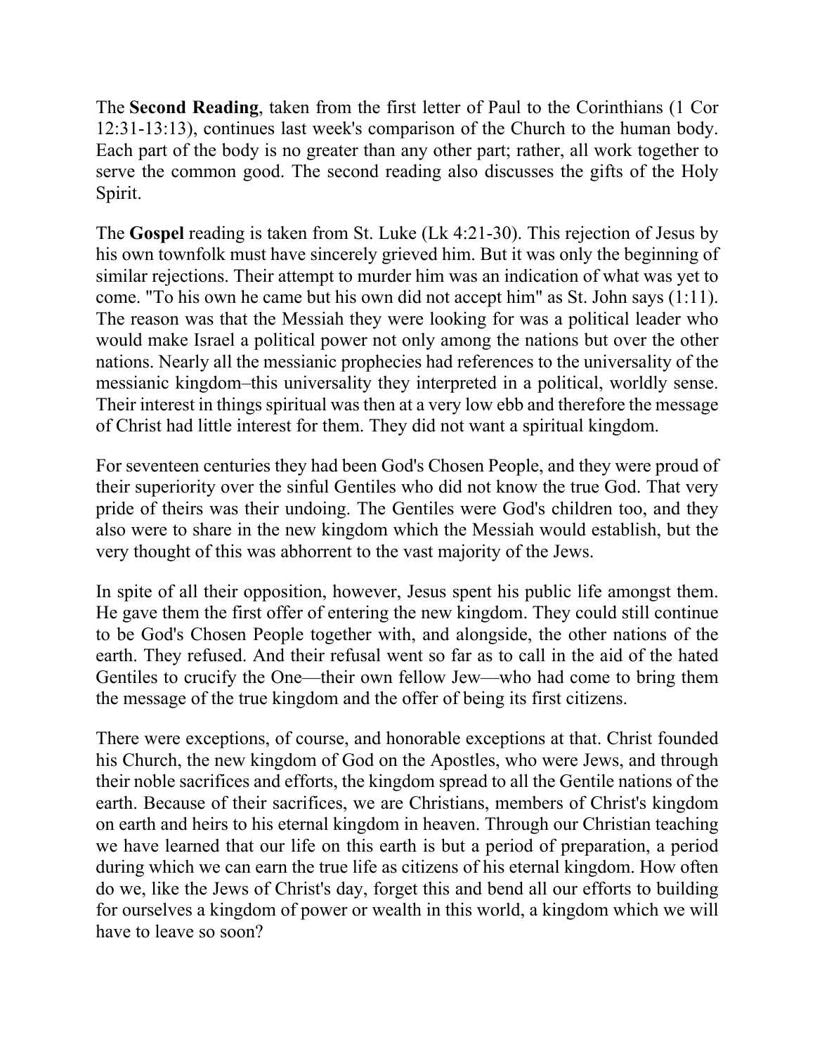The **Second Reading**, taken from the first letter of Paul to the Corinthians (1 Cor 12:31-13:13), continues last week's comparison of the Church to the human body. Each part of the body is no greater than any other part; rather, all work together to serve the common good. The second reading also discusses the gifts of the Holy Spirit.

The **Gospel** reading is taken from St. Luke (Lk 4:21-30). This rejection of Jesus by his own townfolk must have sincerely grieved him. But it was only the beginning of similar rejections. Their attempt to murder him was an indication of what was yet to come. "To his own he came but his own did not accept him" as St. John says (1:11). The reason was that the Messiah they were looking for was a political leader who would make Israel a political power not only among the nations but over the other nations. Nearly all the messianic prophecies had references to the universality of the messianic kingdom–this universality they interpreted in a political, worldly sense. Their interest in things spiritual was then at a very low ebb and therefore the message of Christ had little interest for them. They did not want a spiritual kingdom.

For seventeen centuries they had been God's Chosen People, and they were proud of their superiority over the sinful Gentiles who did not know the true God. That very pride of theirs was their undoing. The Gentiles were God's children too, and they also were to share in the new kingdom which the Messiah would establish, but the very thought of this was abhorrent to the vast majority of the Jews.

In spite of all their opposition, however, Jesus spent his public life amongst them. He gave them the first offer of entering the new kingdom. They could still continue to be God's Chosen People together with, and alongside, the other nations of the earth. They refused. And their refusal went so far as to call in the aid of the hated Gentiles to crucify the One—their own fellow Jew—who had come to bring them the message of the true kingdom and the offer of being its first citizens.

There were exceptions, of course, and honorable exceptions at that. Christ founded his Church, the new kingdom of God on the Apostles, who were Jews, and through their noble sacrifices and efforts, the kingdom spread to all the Gentile nations of the earth. Because of their sacrifices, we are Christians, members of Christ's kingdom on earth and heirs to his eternal kingdom in heaven. Through our Christian teaching we have learned that our life on this earth is but a period of preparation, a period during which we can earn the true life as citizens of his eternal kingdom. How often do we, like the Jews of Christ's day, forget this and bend all our efforts to building for ourselves a kingdom of power or wealth in this world, a kingdom which we will have to leave so soon?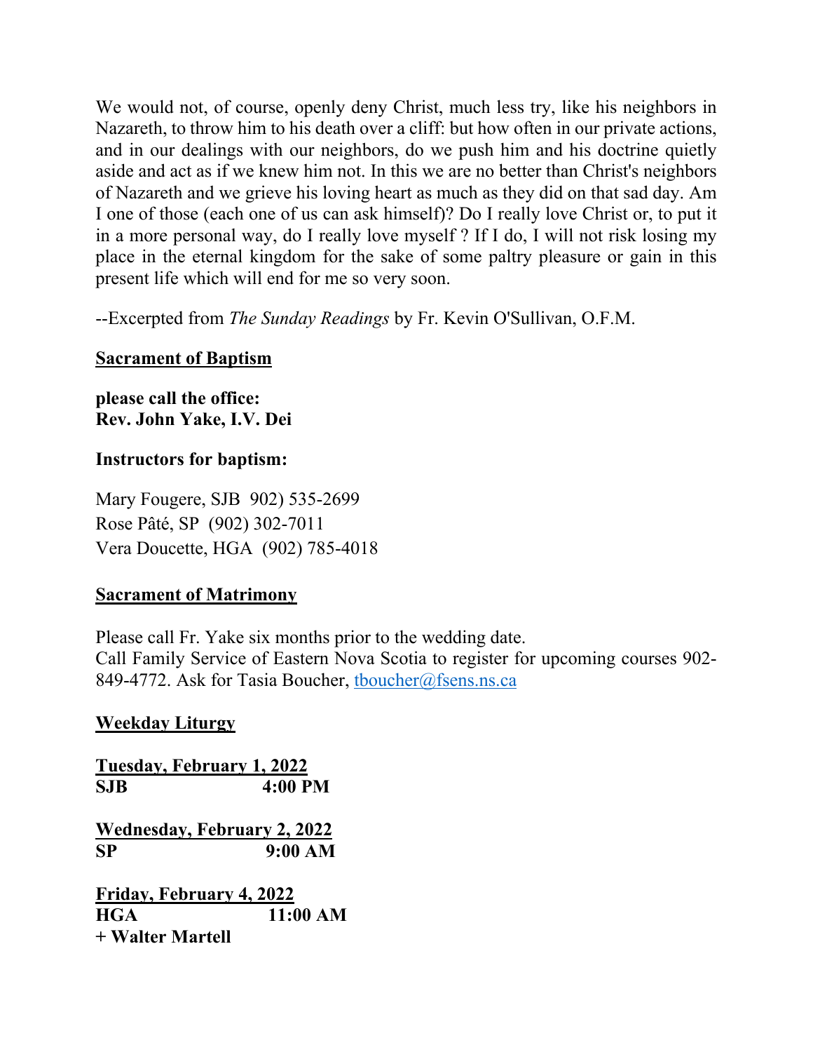We would not, of course, openly deny Christ, much less try, like his neighbors in Nazareth, to throw him to his death over a cliff: but how often in our private actions, and in our dealings with our neighbors, do we push him and his doctrine quietly aside and act as if we knew him not. In this we are no better than Christ's neighbors of Nazareth and we grieve his loving heart as much as they did on that sad day. Am I one of those (each one of us can ask himself)? Do I really love Christ or, to put it in a more personal way, do I really love myself ? If I do, I will not risk losing my place in the eternal kingdom for the sake of some paltry pleasure or gain in this present life which will end for me so very soon.

--Excerpted from *The Sunday Readings* by Fr. Kevin O'Sullivan, O.F.M.

**Sacrament of Baptism**

**please call the office:**
**Rev. John Yake, I.V. Dei**

**Instructors for baptism:**

Mary Fougere, SJB  902) 535-2699
Rose Pâté, SP  (902) 302-7011
Vera Doucette, HGA  (902) 785-4018

**Sacrament of Matrimony**

Please call Fr. Yake six months prior to the wedding date.
Call Family Service of Eastern Nova Scotia to register for upcoming courses 902-849-4772. Ask for Tasia Boucher, tboucher@fsens.ns.ca

**Weekday Liturgy**

**Tuesday, February 1, 2022**
**SJB 4:00 PM**

**Wednesday, February 2, 2022**
**SP 9:00 AM**

**Friday, February 4, 2022**
**HGA 11:00 AM**
**+ Walter Martell**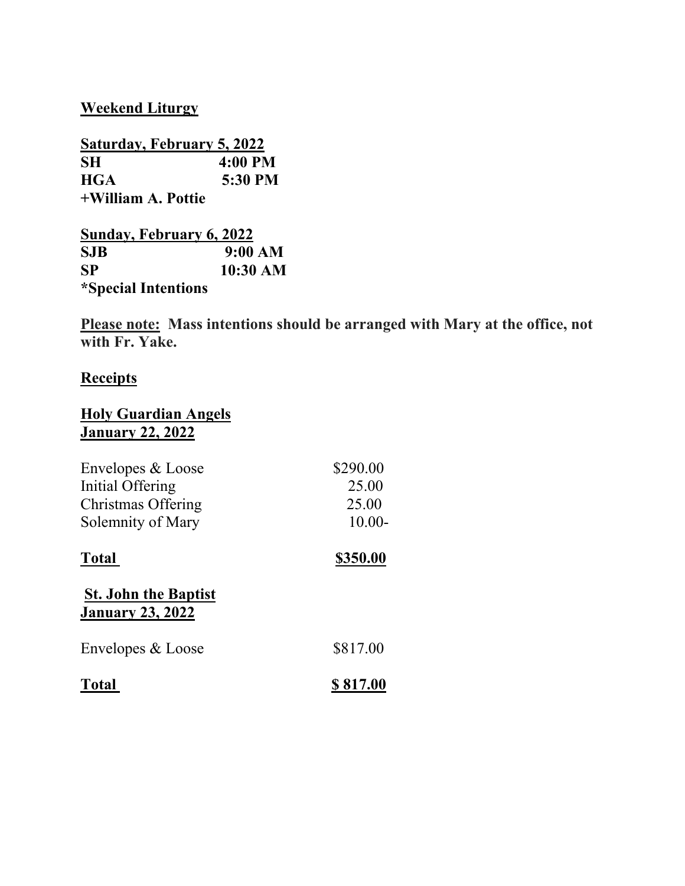**Weekend Liturgy**

**Saturday, February 5, 2022**
**SH 4:00 PM**
**HGA 5:30 PM**
**+William A. Pottie**

**Sunday, February 6, 2022**
**SJB 9:00 AM**
**SP 10:30 AM**
***Special Intentions**

**Please note: Mass intentions should be arranged with Mary at the office, not with Fr. Yake.**

**Receipts**

**Holy Guardian Angels**
**January 22, 2022**

| | |
|---|---|
| Envelopes & Loose | $290.00 |
| Initial Offering | 25.00 |
| Christmas Offering | 25.00 |
| Solemnity of Mary | 10.00- |
| **Total** | **$350.00** |

**St. John the Baptist**
**January 23, 2022**

| | |
|---|---|
| Envelopes & Loose | $817.00 |
| **Total** | **$ 817.00** |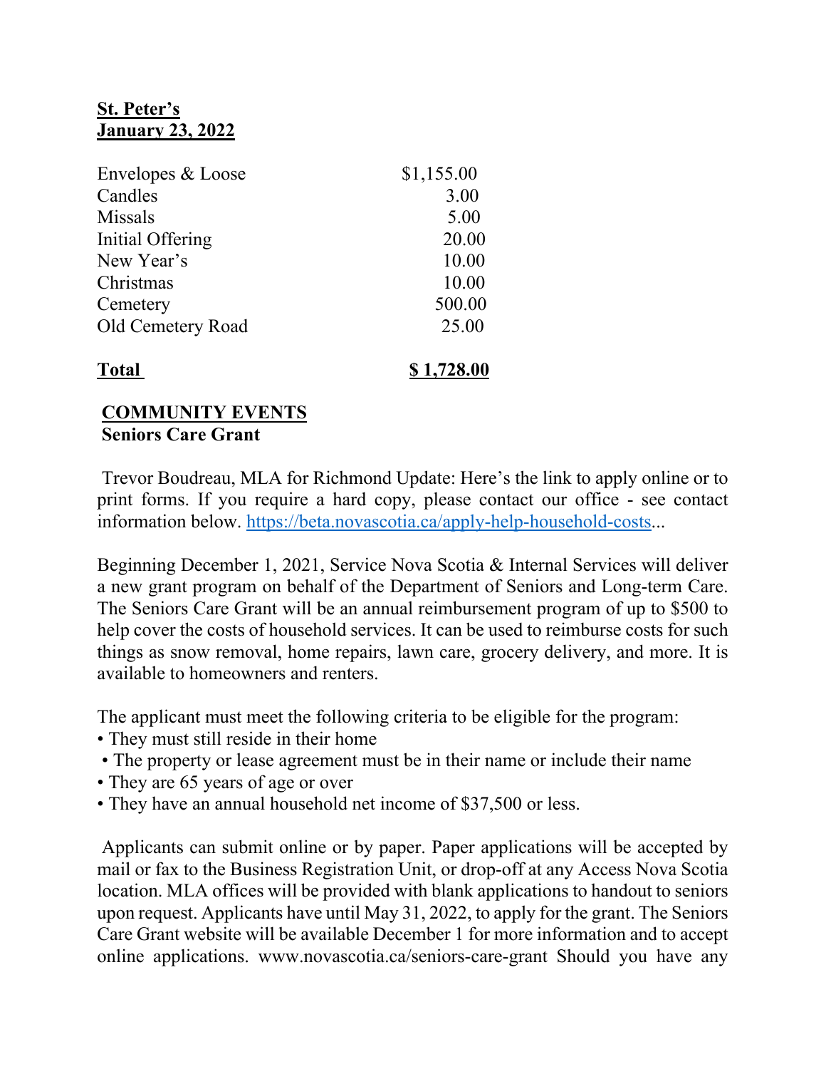**St. Peter's**
**January 23, 2022**

| | |
|---|---|
| Envelopes & Loose | $1,155.00 |
| Candles | 3.00 |
| Missals | 5.00 |
| Initial Offering | 20.00 |
| New Year's | 10.00 |
| Christmas | 10.00 |
| Cemetery | 500.00 |
| Old Cemetery Road | 25.00 |
| **Total** | **$ 1,728.00** |

## COMMUNITY EVENTS

**Seniors Care Grant**

Trevor Boudreau, MLA for Richmond Update: Here's the link to apply online or to print forms. If you require a hard copy, please contact our office - see contact information below. https://beta.novascotia.ca/apply-help-household-costs...

Beginning December 1, 2021, Service Nova Scotia & Internal Services will deliver a new grant program on behalf of the Department of Seniors and Long-term Care. The Seniors Care Grant will be an annual reimbursement program of up to $500 to help cover the costs of household services. It can be used to reimburse costs for such things as snow removal, home repairs, lawn care, grocery delivery, and more. It is available to homeowners and renters.

The applicant must meet the following criteria to be eligible for the program:

- They must still reside in their home
- The property or lease agreement must be in their name or include their name
- They are 65 years of age or over
- They have an annual household net income of $37,500 or less.

Applicants can submit online or by paper. Paper applications will be accepted by mail or fax to the Business Registration Unit, or drop-off at any Access Nova Scotia location. MLA offices will be provided with blank applications to handout to seniors upon request. Applicants have until May 31, 2022, to apply for the grant. The Seniors Care Grant website will be available December 1 for more information and to accept online applications. www.novascotia.ca/seniors-care-grant Should you have any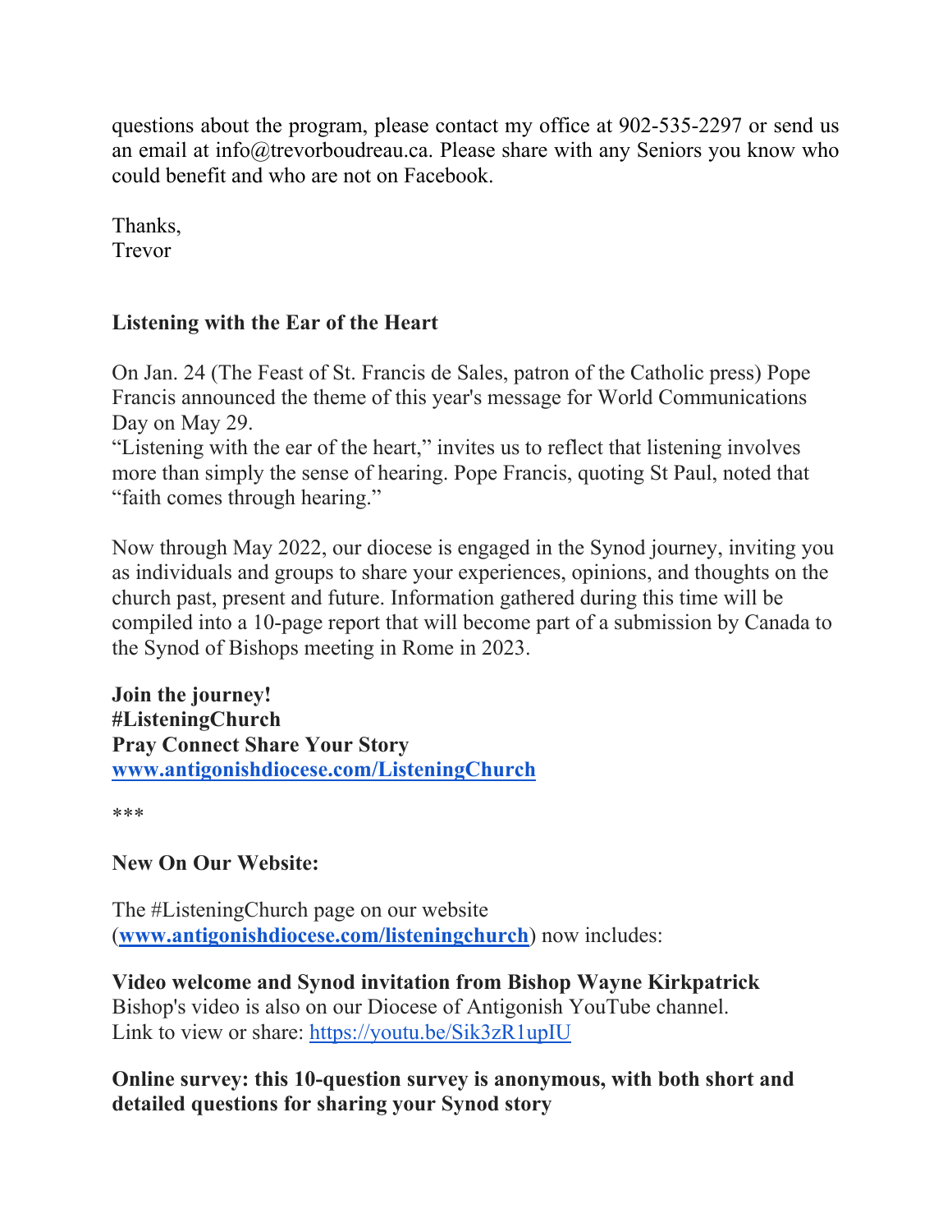questions about the program, please contact my office at 902-535-2297 or send us an email at info@trevorboudreau.ca. Please share with any Seniors you know who could benefit and who are not on Facebook.

Thanks,
Trevor

**Listening with the Ear of the Heart**

On Jan. 24 (The Feast of St. Francis de Sales, patron of the Catholic press) Pope Francis announced the theme of this year's message for World Communications Day on May 29.
"Listening with the ear of the heart," invites us to reflect that listening involves more than simply the sense of hearing. Pope Francis, quoting St Paul, noted that "faith comes through hearing."

Now through May 2022, our diocese is engaged in the Synod journey, inviting you as individuals and groups to share your experiences, opinions, and thoughts on the church past, present and future. Information gathered during this time will be compiled into a 10-page report that will become part of a submission by Canada to the Synod of Bishops meeting in Rome in 2023.

**Join the journey!**
**#ListeningChurch**
**Pray Connect Share Your Story**
**[www.antigonishdiocese.com/ListeningChurch](www.antigonishdiocese.com/ListeningChurch)**

***

**New On Our Website:**

The #ListeningChurch page on our website (**[www.antigonishdiocese.com/listeningchurch](www.antigonishdiocese.com/listeningchurch)**) now includes:

**Video welcome and Synod invitation from Bishop Wayne Kirkpatrick**
Bishop's video is also on our Diocese of Antigonish YouTube channel.
Link to view or share: [https://youtu.be/Sik3zR1upIU](https://youtu.be/Sik3zR1upIU)

**Online survey: this 10-question survey is anonymous, with both short and detailed questions for sharing your Synod story**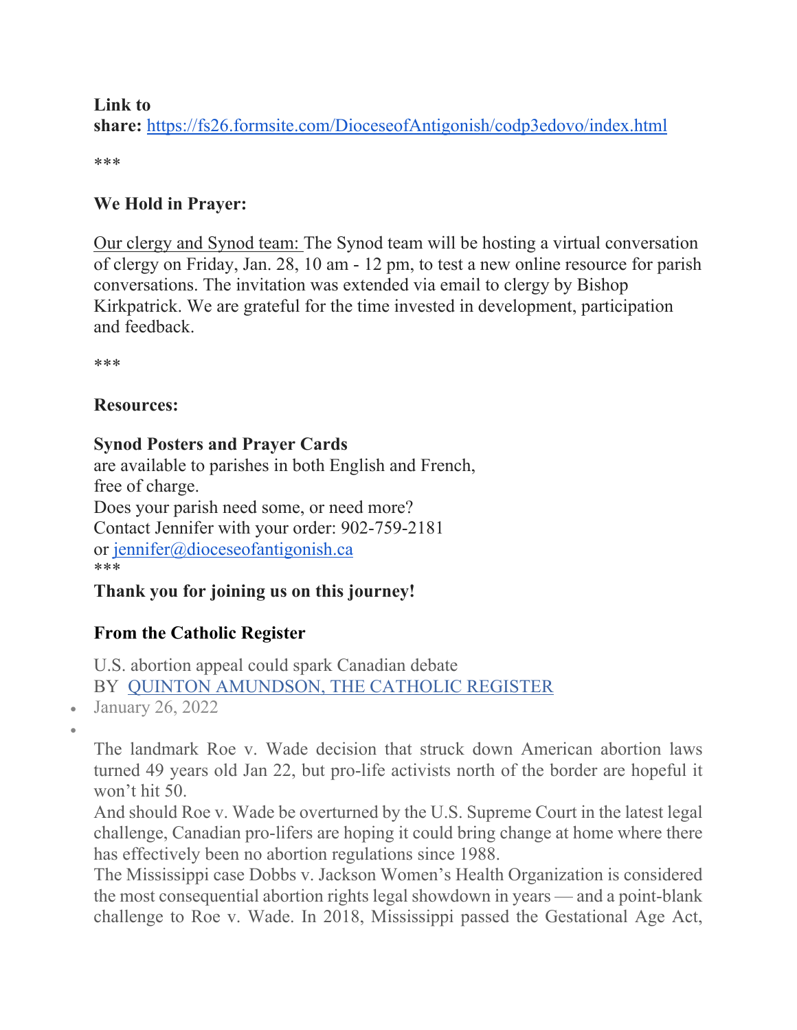**Link to share:** https://fs26.formsite.com/DioceseofAntigonish/codp3edovo/index.html

***

**We Hold in Prayer:**

Our clergy and Synod team: The Synod team will be hosting a virtual conversation of clergy on Friday, Jan. 28, 10 am - 12 pm, to test a new online resource for parish conversations. The invitation was extended via email to clergy by Bishop Kirkpatrick. We are grateful for the time invested in development, participation and feedback.

***

**Resources:**

**Synod Posters and Prayer Cards**
are available to parishes in both English and French,
free of charge.
Does your parish need some, or need more?
Contact Jennifer with your order: 902-759-2181
or jennifer@dioceseofantigonish.ca

***

**Thank you for joining us on this journey!**

**From the Catholic Register**

U.S. abortion appeal could spark Canadian debate
BY QUINTON AMUNDSON, THE CATHOLIC REGISTER

- January 26, 2022
-

The landmark Roe v. Wade decision that struck down American abortion laws turned 49 years old Jan 22, but pro-life activists north of the border are hopeful it won't hit 50.

And should Roe v. Wade be overturned by the U.S. Supreme Court in the latest legal challenge, Canadian pro-lifers are hoping it could bring change at home where there has effectively been no abortion regulations since 1988.

The Mississippi case Dobbs v. Jackson Women's Health Organization is considered the most consequential abortion rights legal showdown in years — and a point-blank challenge to Roe v. Wade. In 2018, Mississippi passed the Gestational Age Act,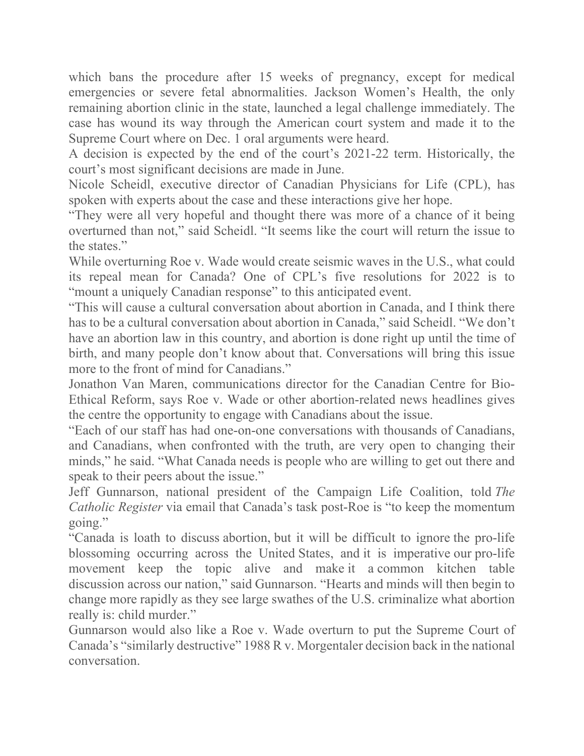which bans the procedure after 15 weeks of pregnancy, except for medical emergencies or severe fetal abnormalities. Jackson Women's Health, the only remaining abortion clinic in the state, launched a legal challenge immediately. The case has wound its way through the American court system and made it to the Supreme Court where on Dec. 1 oral arguments were heard.

A decision is expected by the end of the court's 2021-22 term. Historically, the court's most significant decisions are made in June.

Nicole Scheidl, executive director of Canadian Physicians for Life (CPL), has spoken with experts about the case and these interactions give her hope.

"They were all very hopeful and thought there was more of a chance of it being overturned than not," said Scheidl. "It seems like the court will return the issue to the states."

While overturning Roe v. Wade would create seismic waves in the U.S., what could its repeal mean for Canada? One of CPL's five resolutions for 2022 is to "mount a uniquely Canadian response" to this anticipated event.

"This will cause a cultural conversation about abortion in Canada, and I think there has to be a cultural conversation about abortion in Canada," said Scheidl. "We don't have an abortion law in this country, and abortion is done right up until the time of birth, and many people don't know about that. Conversations will bring this issue more to the front of mind for Canadians."

Jonathon Van Maren, communications director for the Canadian Centre for Bio-Ethical Reform, says Roe v. Wade or other abortion-related news headlines gives the centre the opportunity to engage with Canadians about the issue.

"Each of our staff has had one-on-one conversations with thousands of Canadians, and Canadians, when confronted with the truth, are very open to changing their minds," he said. "What Canada needs is people who are willing to get out there and speak to their peers about the issue."

Jeff Gunnarson, national president of the Campaign Life Coalition, told *The Catholic Register* via email that Canada's task post-Roe is "to keep the momentum going."

"Canada is loath to discuss abortion, but it will be difficult to ignore the pro-life blossoming occurring across the United States, and it is imperative our pro-life movement keep the topic alive and make it a common kitchen table discussion across our nation," said Gunnarson. "Hearts and minds will then begin to change more rapidly as they see large swathes of the U.S. criminalize what abortion really is: child murder."

Gunnarson would also like a Roe v. Wade overturn to put the Supreme Court of Canada's "similarly destructive" 1988 R v. Morgentaler decision back in the national conversation.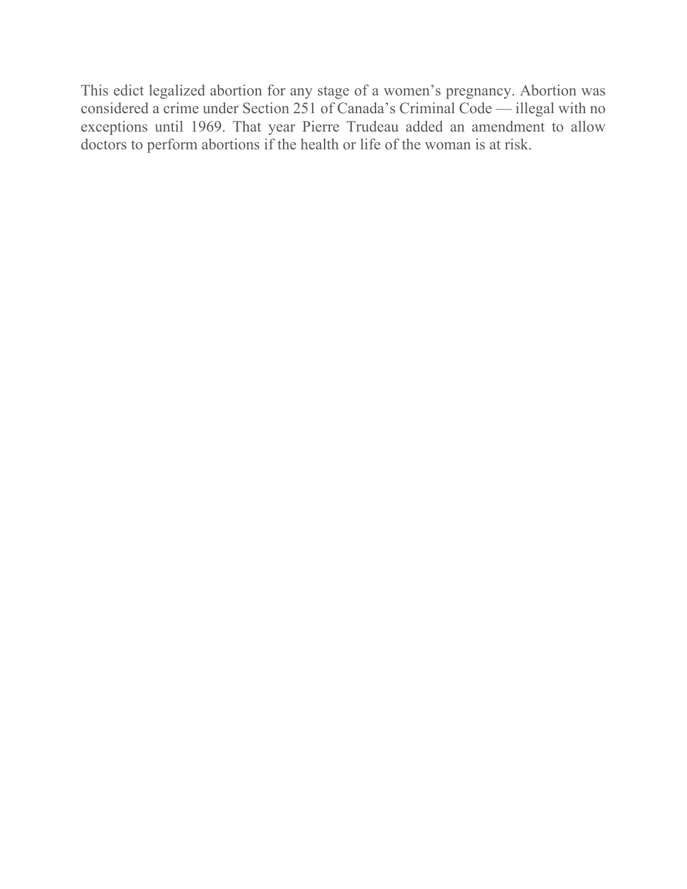This edict legalized abortion for any stage of a women's pregnancy. Abortion was considered a crime under Section 251 of Canada's Criminal Code — illegal with no exceptions until 1969. That year Pierre Trudeau added an amendment to allow doctors to perform abortions if the health or life of the woman is at risk.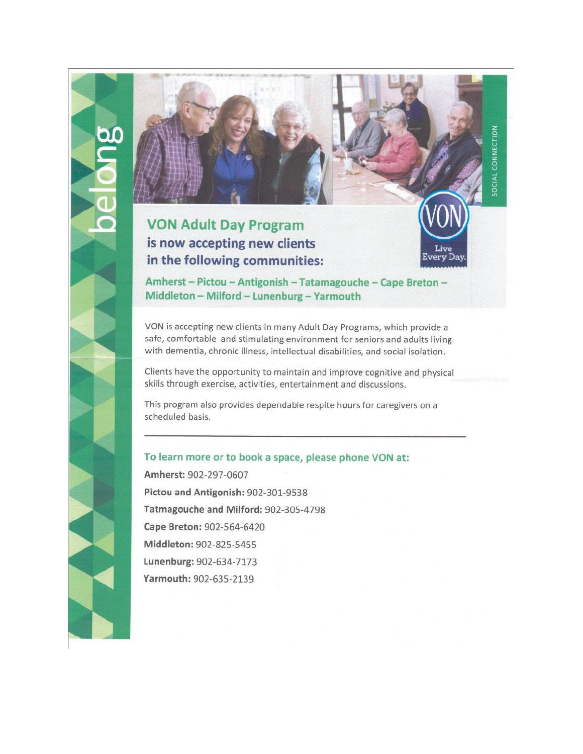belong

SOCIAL CONNECTION

## VON Adult Day Program is now accepting new clients in the following communities:

VON Live Every Day.

**Amherst – Pictou – Antigonish – Tatamagouche – Cape Breton – Middleton – Milford – Lunenburg – Yarmouth**

VON is accepting new clients in many Adult Day Programs, which provide a safe, comfortable and stimulating environment for seniors and adults living with dementia, chronic illness, intellectual disabilities, and social isolation.

Clients have the opportunity to maintain and improve cognitive and physical skills through exercise, activities, entertainment and discussions.

This program also provides dependable respite hours for caregivers on a scheduled basis.

---

### To learn more or to book a space, please phone VON at:

**Amherst:** 902-297-0607

**Pictou and Antigonish:** 902-301-9538

**Tatmagouche and Milford:** 902-305-4798

**Cape Breton:** 902-564-6420

**Middleton:** 902-825-5455

**Lunenburg:** 902-634-7173

**Yarmouth:** 902-635-2139